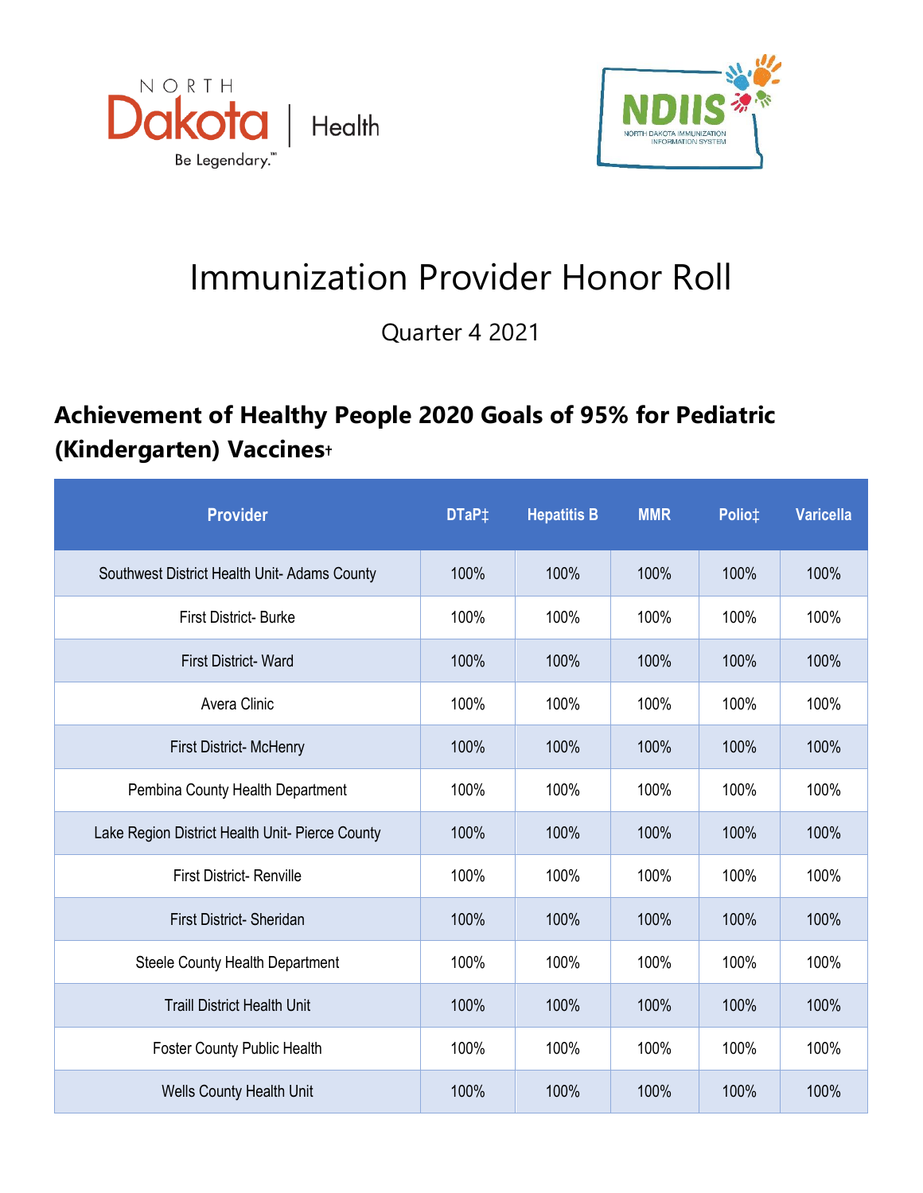NORTH Dakota | Health

Be Legendary.™

NDIIS NORTH DAKOTA IMMUNIZATION INFORMATION SYSTEM

# Immunization Provider Honor Roll

Quarter 4 2021

## Achievement of Healthy People 2020 Goals of 95% for Pediatric (Kindergarten) Vaccines†

| Provider | DTaP‡ | Hepatitis B | MMR | Polio‡ | Varicella |
|---|---|---|---|---|---|
| Southwest District Health Unit- Adams County | 100% | 100% | 100% | 100% | 100% |
| First District- Burke | 100% | 100% | 100% | 100% | 100% |
| First District- Ward | 100% | 100% | 100% | 100% | 100% |
| Avera Clinic | 100% | 100% | 100% | 100% | 100% |
| First District- McHenry | 100% | 100% | 100% | 100% | 100% |
| Pembina County Health Department | 100% | 100% | 100% | 100% | 100% |
| Lake Region District Health Unit- Pierce County | 100% | 100% | 100% | 100% | 100% |
| First District- Renville | 100% | 100% | 100% | 100% | 100% |
| First District- Sheridan | 100% | 100% | 100% | 100% | 100% |
| Steele County Health Department | 100% | 100% | 100% | 100% | 100% |
| Traill District Health Unit | 100% | 100% | 100% | 100% | 100% |
| Foster County Public Health | 100% | 100% | 100% | 100% | 100% |
| Wells County Health Unit | 100% | 100% | 100% | 100% | 100% |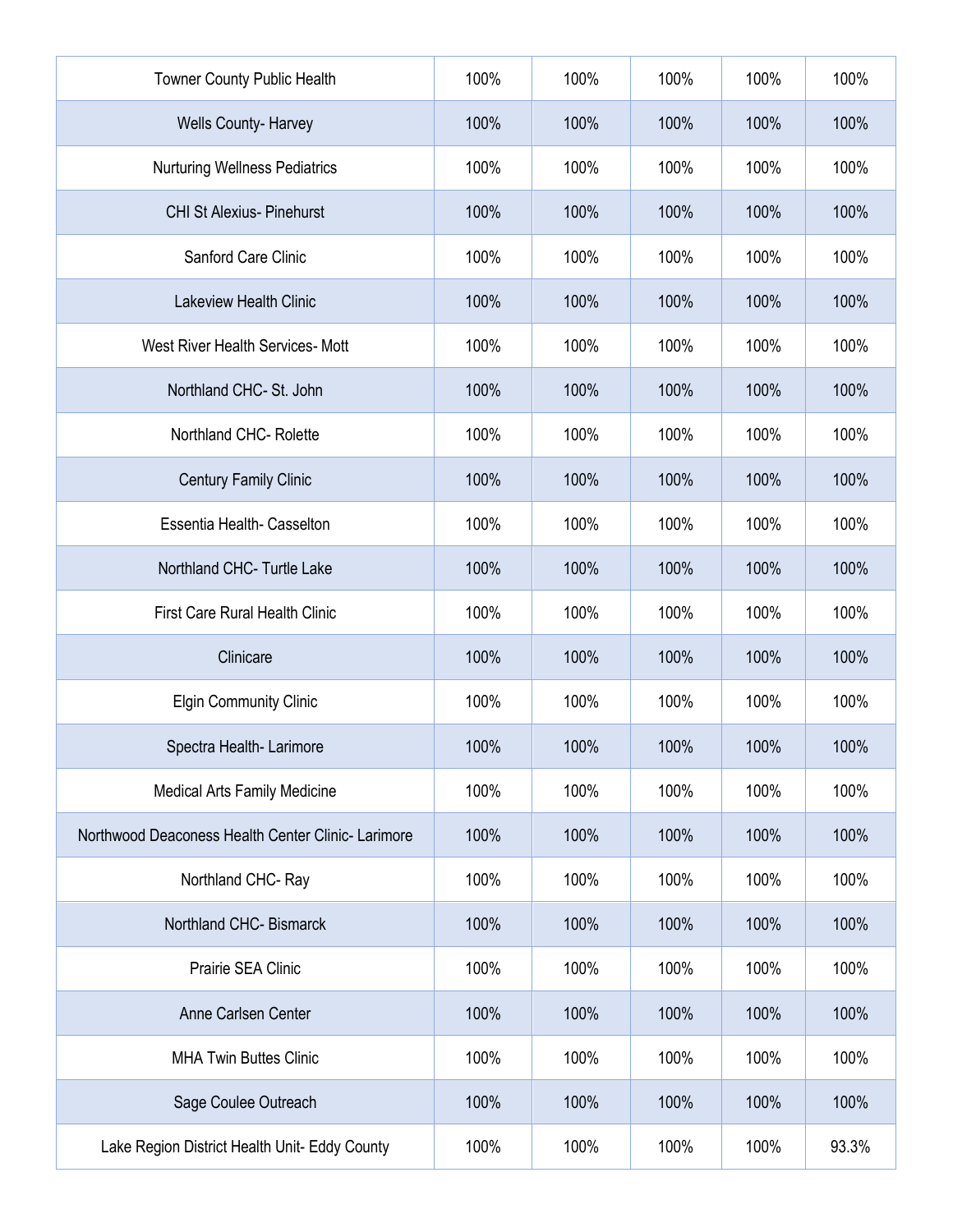| | | | | | |
|---|---|---|---|---|---|
| Towner County Public Health | 100% | 100% | 100% | 100% | 100% |
| Wells County- Harvey | 100% | 100% | 100% | 100% | 100% |
| Nurturing Wellness Pediatrics | 100% | 100% | 100% | 100% | 100% |
| CHI St Alexius- Pinehurst | 100% | 100% | 100% | 100% | 100% |
| Sanford Care Clinic | 100% | 100% | 100% | 100% | 100% |
| Lakeview Health Clinic | 100% | 100% | 100% | 100% | 100% |
| West River Health Services- Mott | 100% | 100% | 100% | 100% | 100% |
| Northland CHC- St. John | 100% | 100% | 100% | 100% | 100% |
| Northland CHC- Rolette | 100% | 100% | 100% | 100% | 100% |
| Century Family Clinic | 100% | 100% | 100% | 100% | 100% |
| Essentia Health- Casselton | 100% | 100% | 100% | 100% | 100% |
| Northland CHC- Turtle Lake | 100% | 100% | 100% | 100% | 100% |
| First Care Rural Health Clinic | 100% | 100% | 100% | 100% | 100% |
| Clinicare | 100% | 100% | 100% | 100% | 100% |
| Elgin Community Clinic | 100% | 100% | 100% | 100% | 100% |
| Spectra Health- Larimore | 100% | 100% | 100% | 100% | 100% |
| Medical Arts Family Medicine | 100% | 100% | 100% | 100% | 100% |
| Northwood Deaconess Health Center Clinic- Larimore | 100% | 100% | 100% | 100% | 100% |
| Northland CHC- Ray | 100% | 100% | 100% | 100% | 100% |
| Northland CHC- Bismarck | 100% | 100% | 100% | 100% | 100% |
| Prairie SEA Clinic | 100% | 100% | 100% | 100% | 100% |
| Anne Carlsen Center | 100% | 100% | 100% | 100% | 100% |
| MHA Twin Buttes Clinic | 100% | 100% | 100% | 100% | 100% |
| Sage Coulee Outreach | 100% | 100% | 100% | 100% | 100% |
| Lake Region District Health Unit- Eddy County | 100% | 100% | 100% | 100% | 93.3% |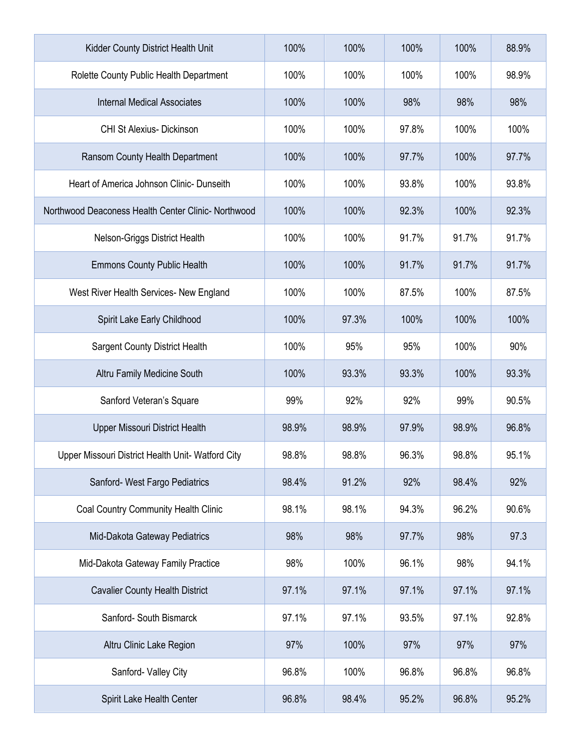| | | | | | |
|---|---|---|---|---|---|
| Kidder County District Health Unit | 100% | 100% | 100% | 100% | 88.9% |
| Rolette County Public Health Department | 100% | 100% | 100% | 100% | 98.9% |
| Internal Medical Associates | 100% | 100% | 98% | 98% | 98% |
| CHI St Alexius- Dickinson | 100% | 100% | 97.8% | 100% | 100% |
| Ransom County Health Department | 100% | 100% | 97.7% | 100% | 97.7% |
| Heart of America Johnson Clinic- Dunseith | 100% | 100% | 93.8% | 100% | 93.8% |
| Northwood Deaconess Health Center Clinic- Northwood | 100% | 100% | 92.3% | 100% | 92.3% |
| Nelson-Griggs District Health | 100% | 100% | 91.7% | 91.7% | 91.7% |
| Emmons County Public Health | 100% | 100% | 91.7% | 91.7% | 91.7% |
| West River Health Services- New England | 100% | 100% | 87.5% | 100% | 87.5% |
| Spirit Lake Early Childhood | 100% | 97.3% | 100% | 100% | 100% |
| Sargent County District Health | 100% | 95% | 95% | 100% | 90% |
| Altru Family Medicine South | 100% | 93.3% | 93.3% | 100% | 93.3% |
| Sanford Veteran's Square | 99% | 92% | 92% | 99% | 90.5% |
| Upper Missouri District Health | 98.9% | 98.9% | 97.9% | 98.9% | 96.8% |
| Upper Missouri District Health Unit- Watford City | 98.8% | 98.8% | 96.3% | 98.8% | 95.1% |
| Sanford- West Fargo Pediatrics | 98.4% | 91.2% | 92% | 98.4% | 92% |
| Coal Country Community Health Clinic | 98.1% | 98.1% | 94.3% | 96.2% | 90.6% |
| Mid-Dakota Gateway Pediatrics | 98% | 98% | 97.7% | 98% | 97.3 |
| Mid-Dakota Gateway Family Practice | 98% | 100% | 96.1% | 98% | 94.1% |
| Cavalier County Health District | 97.1% | 97.1% | 97.1% | 97.1% | 97.1% |
| Sanford- South Bismarck | 97.1% | 97.1% | 93.5% | 97.1% | 92.8% |
| Altru Clinic Lake Region | 97% | 100% | 97% | 97% | 97% |
| Sanford- Valley City | 96.8% | 100% | 96.8% | 96.8% | 96.8% |
| Spirit Lake Health Center | 96.8% | 98.4% | 95.2% | 96.8% | 95.2% |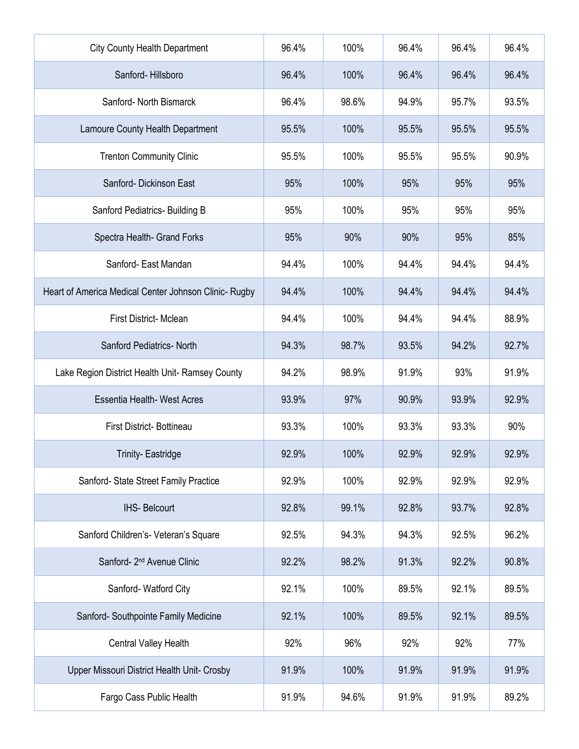| | | | | | |
|---|---|---|---|---|---|
| City County Health Department | 96.4% | 100% | 96.4% | 96.4% | 96.4% |
| Sanford- Hillsboro | 96.4% | 100% | 96.4% | 96.4% | 96.4% |
| Sanford- North Bismarck | 96.4% | 98.6% | 94.9% | 95.7% | 93.5% |
| Lamoure County Health Department | 95.5% | 100% | 95.5% | 95.5% | 95.5% |
| Trenton Community Clinic | 95.5% | 100% | 95.5% | 95.5% | 90.9% |
| Sanford- Dickinson East | 95% | 100% | 95% | 95% | 95% |
| Sanford Pediatrics- Building B | 95% | 100% | 95% | 95% | 95% |
| Spectra Health- Grand Forks | 95% | 90% | 90% | 95% | 85% |
| Sanford- East Mandan | 94.4% | 100% | 94.4% | 94.4% | 94.4% |
| Heart of America Medical Center Johnson Clinic- Rugby | 94.4% | 100% | 94.4% | 94.4% | 94.4% |
| First District- Mclean | 94.4% | 100% | 94.4% | 94.4% | 88.9% |
| Sanford Pediatrics- North | 94.3% | 98.7% | 93.5% | 94.2% | 92.7% |
| Lake Region District Health Unit- Ramsey County | 94.2% | 98.9% | 91.9% | 93% | 91.9% |
| Essentia Health- West Acres | 93.9% | 97% | 90.9% | 93.9% | 92.9% |
| First District- Bottineau | 93.3% | 100% | 93.3% | 93.3% | 90% |
| Trinity- Eastridge | 92.9% | 100% | 92.9% | 92.9% | 92.9% |
| Sanford- State Street Family Practice | 92.9% | 100% | 92.9% | 92.9% | 92.9% |
| IHS- Belcourt | 92.8% | 99.1% | 92.8% | 93.7% | 92.8% |
| Sanford Children's- Veteran's Square | 92.5% | 94.3% | 94.3% | 92.5% | 96.2% |
| Sanford- 2nd Avenue Clinic | 92.2% | 98.2% | 91.3% | 92.2% | 90.8% |
| Sanford- Watford City | 92.1% | 100% | 89.5% | 92.1% | 89.5% |
| Sanford- Southpointe Family Medicine | 92.1% | 100% | 89.5% | 92.1% | 89.5% |
| Central Valley Health | 92% | 96% | 92% | 92% | 77% |
| Upper Missouri District Health Unit- Crosby | 91.9% | 100% | 91.9% | 91.9% | 91.9% |
| Fargo Cass Public Health | 91.9% | 94.6% | 91.9% | 91.9% | 89.2% |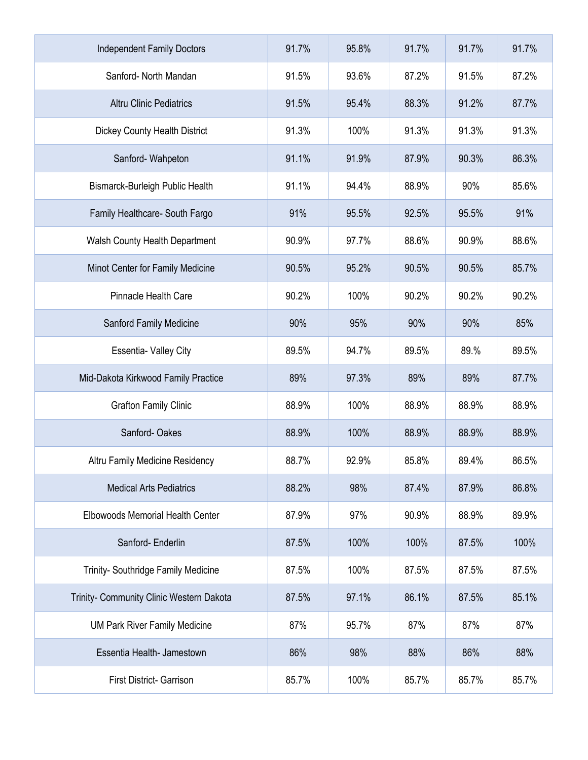| | | | | | |
|---|---|---|---|---|---|
| Independent Family Doctors | 91.7% | 95.8% | 91.7% | 91.7% | 91.7% |
| Sanford- North Mandan | 91.5% | 93.6% | 87.2% | 91.5% | 87.2% |
| Altru Clinic Pediatrics | 91.5% | 95.4% | 88.3% | 91.2% | 87.7% |
| Dickey County Health District | 91.3% | 100% | 91.3% | 91.3% | 91.3% |
| Sanford- Wahpeton | 91.1% | 91.9% | 87.9% | 90.3% | 86.3% |
| Bismarck-Burleigh Public Health | 91.1% | 94.4% | 88.9% | 90% | 85.6% |
| Family Healthcare- South Fargo | 91% | 95.5% | 92.5% | 95.5% | 91% |
| Walsh County Health Department | 90.9% | 97.7% | 88.6% | 90.9% | 88.6% |
| Minot Center for Family Medicine | 90.5% | 95.2% | 90.5% | 90.5% | 85.7% |
| Pinnacle Health Care | 90.2% | 100% | 90.2% | 90.2% | 90.2% |
| Sanford Family Medicine | 90% | 95% | 90% | 90% | 85% |
| Essentia- Valley City | 89.5% | 94.7% | 89.5% | 89.% | 89.5% |
| Mid-Dakota Kirkwood Family Practice | 89% | 97.3% | 89% | 89% | 87.7% |
| Grafton Family Clinic | 88.9% | 100% | 88.9% | 88.9% | 88.9% |
| Sanford- Oakes | 88.9% | 100% | 88.9% | 88.9% | 88.9% |
| Altru Family Medicine Residency | 88.7% | 92.9% | 85.8% | 89.4% | 86.5% |
| Medical Arts Pediatrics | 88.2% | 98% | 87.4% | 87.9% | 86.8% |
| Elbowoods Memorial Health Center | 87.9% | 97% | 90.9% | 88.9% | 89.9% |
| Sanford- Enderlin | 87.5% | 100% | 100% | 87.5% | 100% |
| Trinity- Southridge Family Medicine | 87.5% | 100% | 87.5% | 87.5% | 87.5% |
| Trinity- Community Clinic Western Dakota | 87.5% | 97.1% | 86.1% | 87.5% | 85.1% |
| UM Park River Family Medicine | 87% | 95.7% | 87% | 87% | 87% |
| Essentia Health- Jamestown | 86% | 98% | 88% | 86% | 88% |
| First District- Garrison | 85.7% | 100% | 85.7% | 85.7% | 85.7% |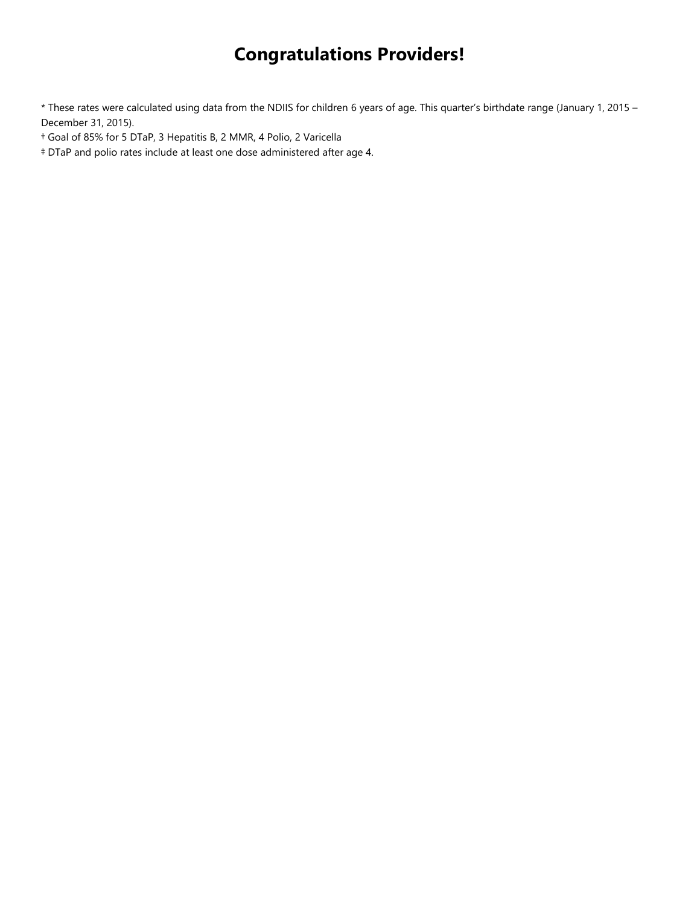# Congratulations Providers!

* These rates were calculated using data from the NDIIS for children 6 years of age. This quarter's birthdate range (January 1, 2015 – December 31, 2015).

† Goal of 85% for 5 DTaP, 3 Hepatitis B, 2 MMR, 4 Polio, 2 Varicella

‡ DTaP and polio rates include at least one dose administered after age 4.